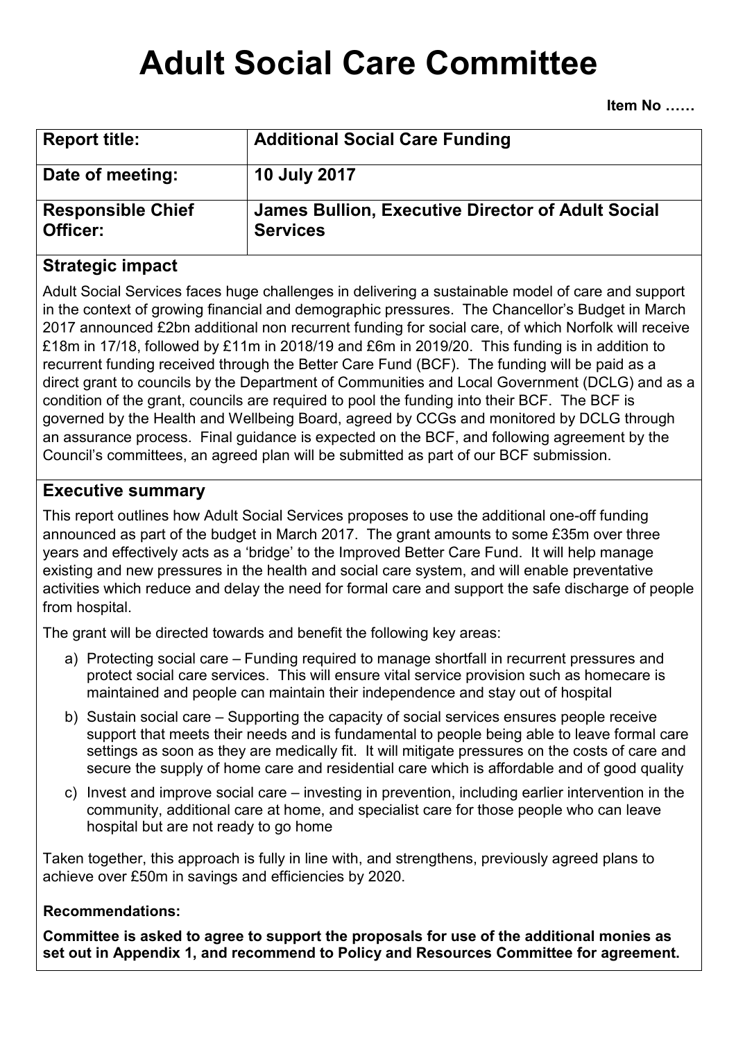# Adult Social Care Committee

**Item No ……**

| **Report title:** | **Additional Social Care Funding** |
|---|---|
| **Date of meeting:** | **10 July 2017** |
| **Responsible Chief Officer:** | **James Bullion, Executive Director of Adult Social Services** |

## Strategic impact

Adult Social Services faces huge challenges in delivering a sustainable model of care and support in the context of growing financial and demographic pressures. The Chancellor's Budget in March 2017 announced £2bn additional non recurrent funding for social care, of which Norfolk will receive £18m in 17/18, followed by £11m in 2018/19 and £6m in 2019/20. This funding is in addition to recurrent funding received through the Better Care Fund (BCF). The funding will be paid as a direct grant to councils by the Department of Communities and Local Government (DCLG) and as a condition of the grant, councils are required to pool the funding into their BCF. The BCF is governed by the Health and Wellbeing Board, agreed by CCGs and monitored by DCLG through an assurance process. Final guidance is expected on the BCF, and following agreement by the Council's committees, an agreed plan will be submitted as part of our BCF submission.

## Executive summary

This report outlines how Adult Social Services proposes to use the additional one-off funding announced as part of the budget in March 2017. The grant amounts to some £35m over three years and effectively acts as a 'bridge' to the Improved Better Care Fund. It will help manage existing and new pressures in the health and social care system, and will enable preventative activities which reduce and delay the need for formal care and support the safe discharge of people from hospital.

The grant will be directed towards and benefit the following key areas:

a) Protecting social care – Funding required to manage shortfall in recurrent pressures and protect social care services. This will ensure vital service provision such as homecare is maintained and people can maintain their independence and stay out of hospital

b) Sustain social care – Supporting the capacity of social services ensures people receive support that meets their needs and is fundamental to people being able to leave formal care settings as soon as they are medically fit. It will mitigate pressures on the costs of care and secure the supply of home care and residential care which is affordable and of good quality

c) Invest and improve social care – investing in prevention, including earlier intervention in the community, additional care at home, and specialist care for those people who can leave hospital but are not ready to go home

Taken together, this approach is fully in line with, and strengthens, previously agreed plans to achieve over £50m in savings and efficiencies by 2020.

**Recommendations:**

**Committee is asked to agree to support the proposals for use of the additional monies as set out in Appendix 1, and recommend to Policy and Resources Committee for agreement.**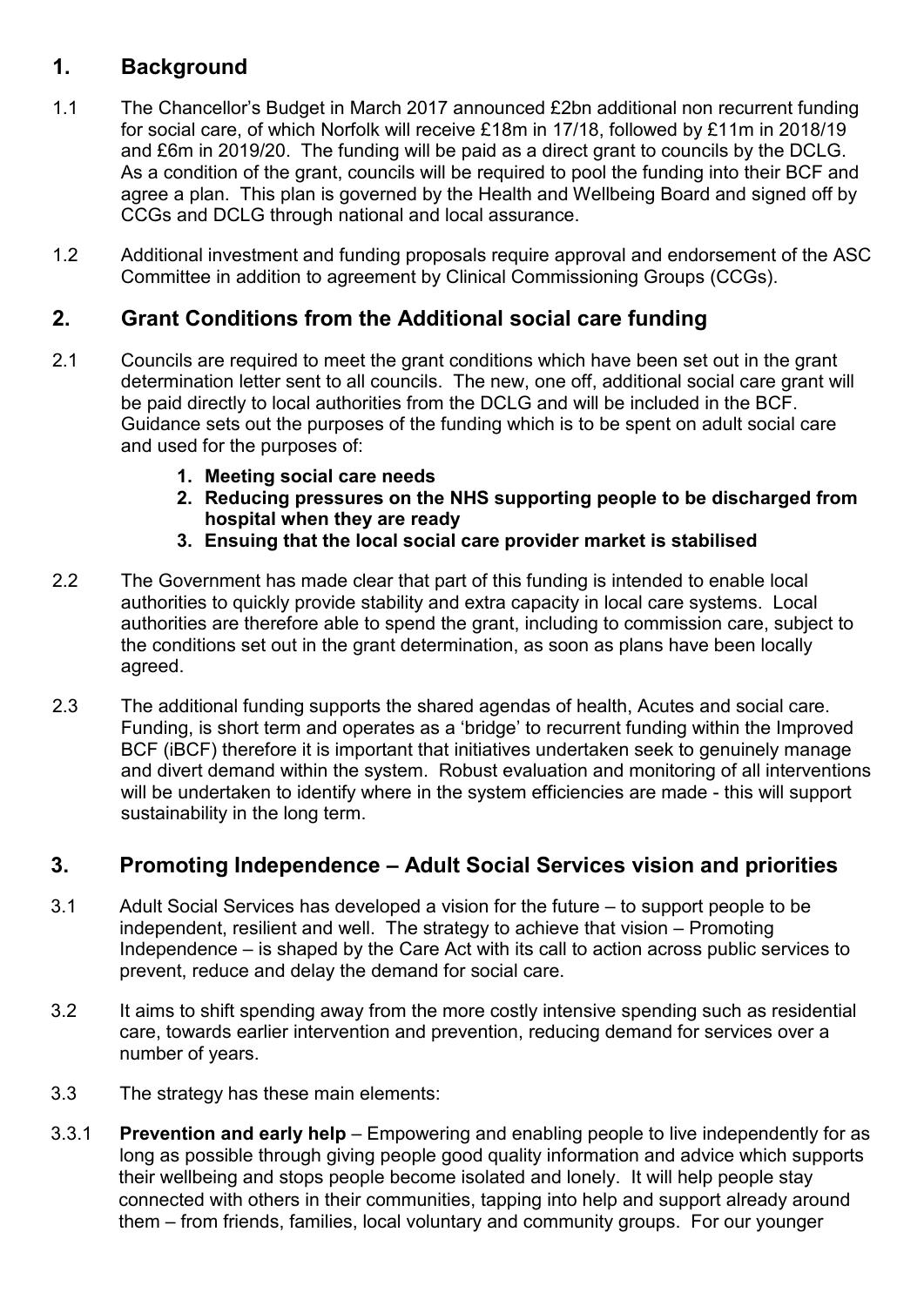## 1. Background

1.1 The Chancellor's Budget in March 2017 announced £2bn additional non recurrent funding for social care, of which Norfolk will receive £18m in 17/18, followed by £11m in 2018/19 and £6m in 2019/20. The funding will be paid as a direct grant to councils by the DCLG. As a condition of the grant, councils will be required to pool the funding into their BCF and agree a plan. This plan is governed by the Health and Wellbeing Board and signed off by CCGs and DCLG through national and local assurance.

1.2 Additional investment and funding proposals require approval and endorsement of the ASC Committee in addition to agreement by Clinical Commissioning Groups (CCGs).

## 2. Grant Conditions from the Additional social care funding

2.1 Councils are required to meet the grant conditions which have been set out in the grant determination letter sent to all councils. The new, one off, additional social care grant will be paid directly to local authorities from the DCLG and will be included in the BCF. Guidance sets out the purposes of the funding which is to be spent on adult social care and used for the purposes of:

1. **Meeting social care needs**
2. **Reducing pressures on the NHS supporting people to be discharged from hospital when they are ready**
3. **Ensuing that the local social care provider market is stabilised**

2.2 The Government has made clear that part of this funding is intended to enable local authorities to quickly provide stability and extra capacity in local care systems. Local authorities are therefore able to spend the grant, including to commission care, subject to the conditions set out in the grant determination, as soon as plans have been locally agreed.

2.3 The additional funding supports the shared agendas of health, Acutes and social care. Funding, is short term and operates as a 'bridge' to recurrent funding within the Improved BCF (iBCF) therefore it is important that initiatives undertaken seek to genuinely manage and divert demand within the system. Robust evaluation and monitoring of all interventions will be undertaken to identify where in the system efficiencies are made - this will support sustainability in the long term.

## 3. Promoting Independence – Adult Social Services vision and priorities

3.1 Adult Social Services has developed a vision for the future – to support people to be independent, resilient and well. The strategy to achieve that vision – Promoting Independence – is shaped by the Care Act with its call to action across public services to prevent, reduce and delay the demand for social care.

3.2 It aims to shift spending away from the more costly intensive spending such as residential care, towards earlier intervention and prevention, reducing demand for services over a number of years.

3.3 The strategy has these main elements:

3.3.1 **Prevention and early help** – Empowering and enabling people to live independently for as long as possible through giving people good quality information and advice which supports their wellbeing and stops people become isolated and lonely. It will help people stay connected with others in their communities, tapping into help and support already around them – from friends, families, local voluntary and community groups. For our younger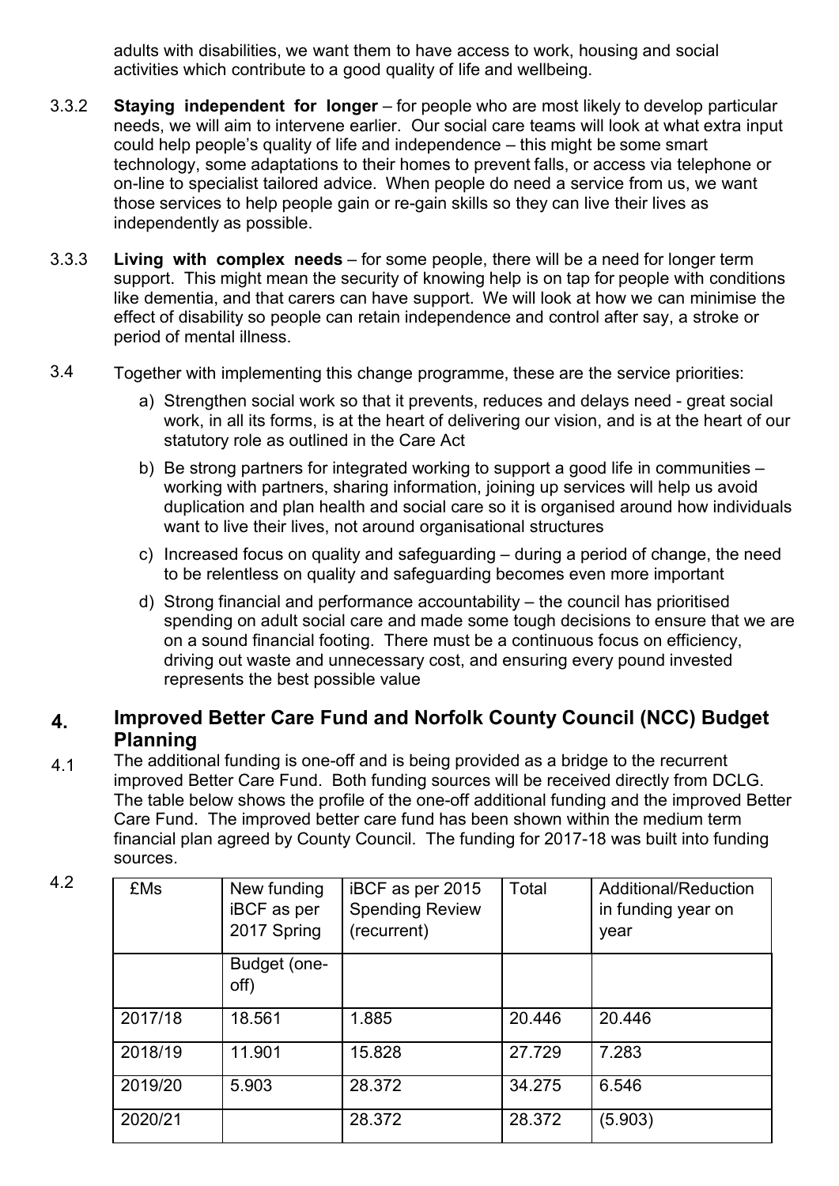adults with disabilities, we want them to have access to work, housing and social activities which contribute to a good quality of life and wellbeing.

3.3.2 **Staying independent for longer** – for people who are most likely to develop particular needs, we will aim to intervene earlier. Our social care teams will look at what extra input could help people's quality of life and independence – this might be some smart technology, some adaptations to their homes to prevent falls, or access via telephone or on-line to specialist tailored advice. When people do need a service from us, we want those services to help people gain or re-gain skills so they can live their lives as independently as possible.

3.3.3 **Living with complex needs** – for some people, there will be a need for longer term support. This might mean the security of knowing help is on tap for people with conditions like dementia, and that carers can have support. We will look at how we can minimise the effect of disability so people can retain independence and control after say, a stroke or period of mental illness.

3.4 Together with implementing this change programme, these are the service priorities:

a) Strengthen social work so that it prevents, reduces and delays need - great social work, in all its forms, is at the heart of delivering our vision, and is at the heart of our statutory role as outlined in the Care Act

b) Be strong partners for integrated working to support a good life in communities – working with partners, sharing information, joining up services will help us avoid duplication and plan health and social care so it is organised around how individuals want to live their lives, not around organisational structures

c) Increased focus on quality and safeguarding – during a period of change, the need to be relentless on quality and safeguarding becomes even more important

d) Strong financial and performance accountability – the council has prioritised spending on adult social care and made some tough decisions to ensure that we are on a sound financial footing. There must be a continuous focus on efficiency, driving out waste and unnecessary cost, and ensuring every pound invested represents the best possible value

## 4. Improved Better Care Fund and Norfolk County Council (NCC) Budget Planning

4.1 The additional funding is one-off and is being provided as a bridge to the recurrent improved Better Care Fund. Both funding sources will be received directly from DCLG. The table below shows the profile of the one-off additional funding and the improved Better Care Fund. The improved better care fund has been shown within the medium term financial plan agreed by County Council. The funding for 2017-18 was built into funding sources.

4.2

| £Ms | New funding iBCF as per 2017 Spring Budget (one-off) | iBCF as per 2015 Spending Review (recurrent) | Total | Additional/Reduction in funding year on year |
|---|---|---|---|---|
| 2017/18 | 18.561 | 1.885 | 20.446 | 20.446 |
| 2018/19 | 11.901 | 15.828 | 27.729 | 7.283 |
| 2019/20 | 5.903 | 28.372 | 34.275 | 6.546 |
| 2020/21 | | 28.372 | 28.372 | (5.903) |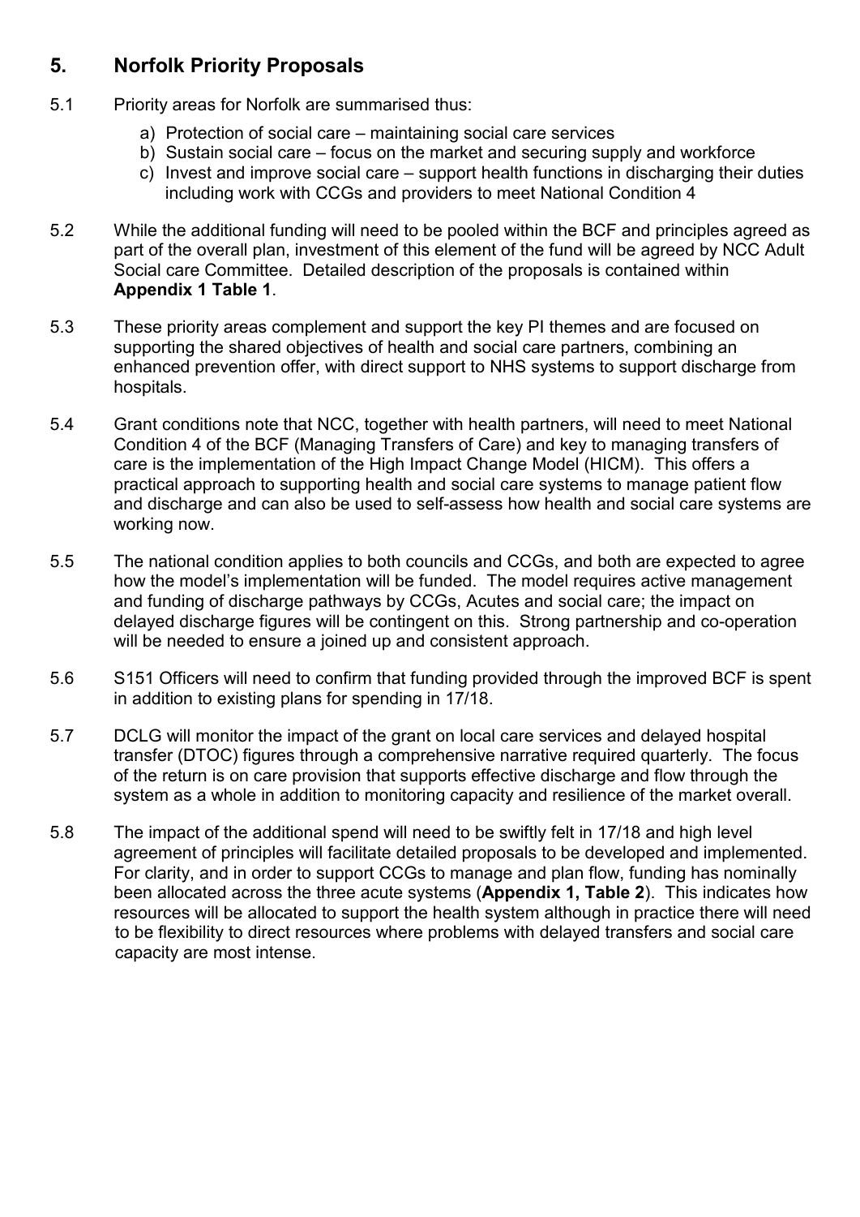## 5. Norfolk Priority Proposals

5.1 Priority areas for Norfolk are summarised thus:

a) Protection of social care – maintaining social care services
b) Sustain social care – focus on the market and securing supply and workforce
c) Invest and improve social care – support health functions in discharging their duties including work with CCGs and providers to meet National Condition 4

5.2 While the additional funding will need to be pooled within the BCF and principles agreed as part of the overall plan, investment of this element of the fund will be agreed by NCC Adult Social care Committee. Detailed description of the proposals is contained within **Appendix 1 Table 1**.

5.3 These priority areas complement and support the key PI themes and are focused on supporting the shared objectives of health and social care partners, combining an enhanced prevention offer, with direct support to NHS systems to support discharge from hospitals.

5.4 Grant conditions note that NCC, together with health partners, will need to meet National Condition 4 of the BCF (Managing Transfers of Care) and key to managing transfers of care is the implementation of the High Impact Change Model (HICM). This offers a practical approach to supporting health and social care systems to manage patient flow and discharge and can also be used to self-assess how health and social care systems are working now.

5.5 The national condition applies to both councils and CCGs, and both are expected to agree how the model's implementation will be funded. The model requires active management and funding of discharge pathways by CCGs, Acutes and social care; the impact on delayed discharge figures will be contingent on this. Strong partnership and co-operation will be needed to ensure a joined up and consistent approach.

5.6 S151 Officers will need to confirm that funding provided through the improved BCF is spent in addition to existing plans for spending in 17/18.

5.7 DCLG will monitor the impact of the grant on local care services and delayed hospital transfer (DTOC) figures through a comprehensive narrative required quarterly. The focus of the return is on care provision that supports effective discharge and flow through the system as a whole in addition to monitoring capacity and resilience of the market overall.

5.8 The impact of the additional spend will need to be swiftly felt in 17/18 and high level agreement of principles will facilitate detailed proposals to be developed and implemented. For clarity, and in order to support CCGs to manage and plan flow, funding has nominally been allocated across the three acute systems (**Appendix 1, Table 2**). This indicates how resources will be allocated to support the health system although in practice there will need to be flexibility to direct resources where problems with delayed transfers and social care capacity are most intense.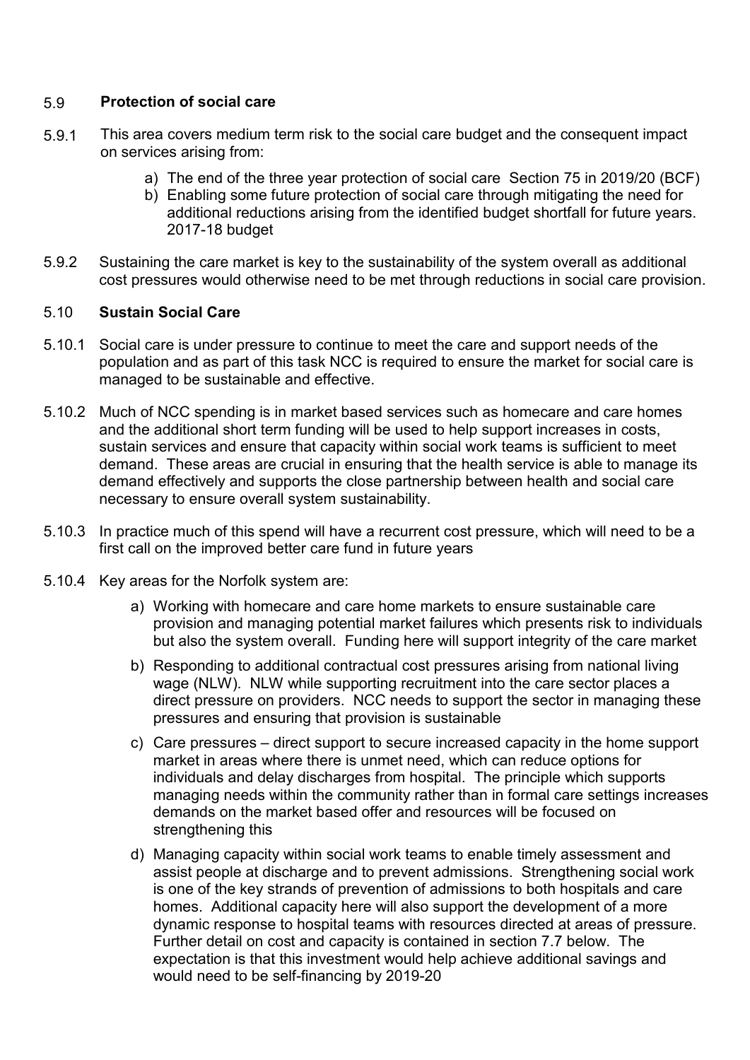## 5.9 Protection of social care

5.9.1 This area covers medium term risk to the social care budget and the consequent impact on services arising from:

a) The end of the three year protection of social care Section 75 in 2019/20 (BCF)
b) Enabling some future protection of social care through mitigating the need for additional reductions arising from the identified budget shortfall for future years. 2017-18 budget

5.9.2 Sustaining the care market is key to the sustainability of the system overall as additional cost pressures would otherwise need to be met through reductions in social care provision.

## 5.10 Sustain Social Care

5.10.1 Social care is under pressure to continue to meet the care and support needs of the population and as part of this task NCC is required to ensure the market for social care is managed to be sustainable and effective.

5.10.2 Much of NCC spending is in market based services such as homecare and care homes and the additional short term funding will be used to help support increases in costs, sustain services and ensure that capacity within social work teams is sufficient to meet demand. These areas are crucial in ensuring that the health service is able to manage its demand effectively and supports the close partnership between health and social care necessary to ensure overall system sustainability.

5.10.3 In practice much of this spend will have a recurrent cost pressure, which will need to be a first call on the improved better care fund in future years

5.10.4 Key areas for the Norfolk system are:

a) Working with homecare and care home markets to ensure sustainable care provision and managing potential market failures which presents risk to individuals but also the system overall. Funding here will support integrity of the care market

b) Responding to additional contractual cost pressures arising from national living wage (NLW). NLW while supporting recruitment into the care sector places a direct pressure on providers. NCC needs to support the sector in managing these pressures and ensuring that provision is sustainable

c) Care pressures – direct support to secure increased capacity in the home support market in areas where there is unmet need, which can reduce options for individuals and delay discharges from hospital. The principle which supports managing needs within the community rather than in formal care settings increases demands on the market based offer and resources will be focused on strengthening this

d) Managing capacity within social work teams to enable timely assessment and assist people at discharge and to prevent admissions. Strengthening social work is one of the key strands of prevention of admissions to both hospitals and care homes. Additional capacity here will also support the development of a more dynamic response to hospital teams with resources directed at areas of pressure. Further detail on cost and capacity is contained in section 7.7 below. The expectation is that this investment would help achieve additional savings and would need to be self-financing by 2019-20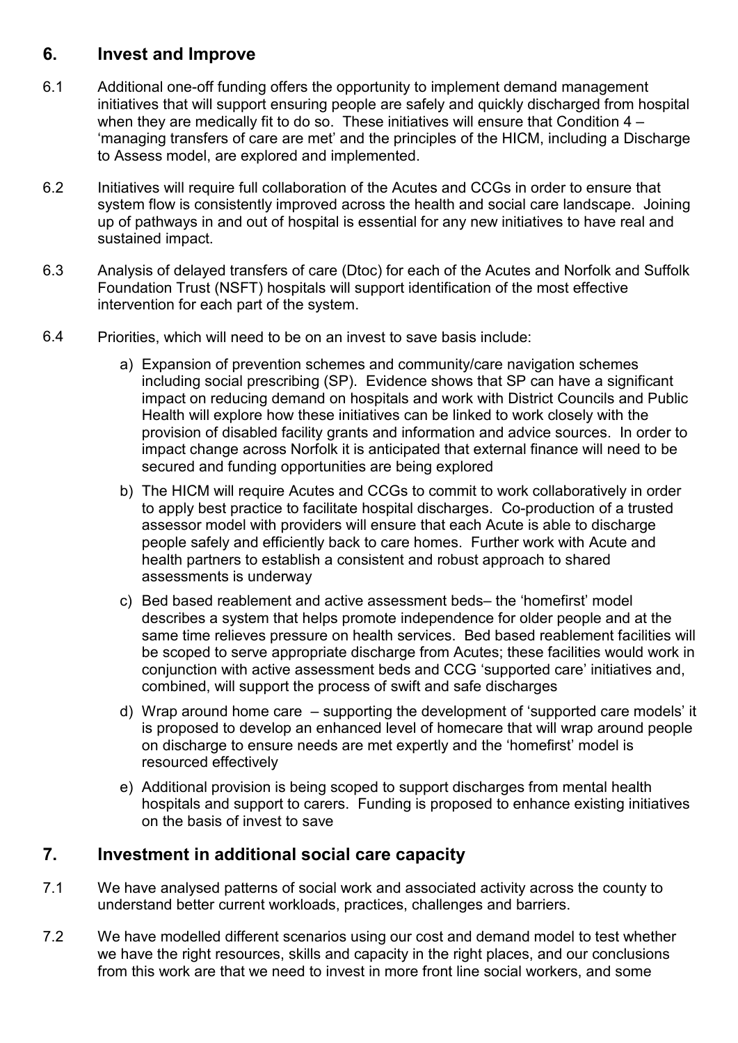## 6. Invest and Improve

6.1 Additional one-off funding offers the opportunity to implement demand management initiatives that will support ensuring people are safely and quickly discharged from hospital when they are medically fit to do so. These initiatives will ensure that Condition 4 – 'managing transfers of care are met' and the principles of the HICM, including a Discharge to Assess model, are explored and implemented.

6.2 Initiatives will require full collaboration of the Acutes and CCGs in order to ensure that system flow is consistently improved across the health and social care landscape. Joining up of pathways in and out of hospital is essential for any new initiatives to have real and sustained impact.

6.3 Analysis of delayed transfers of care (Dtoc) for each of the Acutes and Norfolk and Suffolk Foundation Trust (NSFT) hospitals will support identification of the most effective intervention for each part of the system.

6.4 Priorities, which will need to be on an invest to save basis include:

a) Expansion of prevention schemes and community/care navigation schemes including social prescribing (SP). Evidence shows that SP can have a significant impact on reducing demand on hospitals and work with District Councils and Public Health will explore how these initiatives can be linked to work closely with the provision of disabled facility grants and information and advice sources. In order to impact change across Norfolk it is anticipated that external finance will need to be secured and funding opportunities are being explored

b) The HICM will require Acutes and CCGs to commit to work collaboratively in order to apply best practice to facilitate hospital discharges. Co-production of a trusted assessor model with providers will ensure that each Acute is able to discharge people safely and efficiently back to care homes. Further work with Acute and health partners to establish a consistent and robust approach to shared assessments is underway

c) Bed based reablement and active assessment beds– the 'homefirst' model describes a system that helps promote independence for older people and at the same time relieves pressure on health services. Bed based reablement facilities will be scoped to serve appropriate discharge from Acutes; these facilities would work in conjunction with active assessment beds and CCG 'supported care' initiatives and, combined, will support the process of swift and safe discharges

d) Wrap around home care – supporting the development of 'supported care models' it is proposed to develop an enhanced level of homecare that will wrap around people on discharge to ensure needs are met expertly and the 'homefirst' model is resourced effectively

e) Additional provision is being scoped to support discharges from mental health hospitals and support to carers. Funding is proposed to enhance existing initiatives on the basis of invest to save

## 7. Investment in additional social care capacity

7.1 We have analysed patterns of social work and associated activity across the county to understand better current workloads, practices, challenges and barriers.

7.2 We have modelled different scenarios using our cost and demand model to test whether we have the right resources, skills and capacity in the right places, and our conclusions from this work are that we need to invest in more front line social workers, and some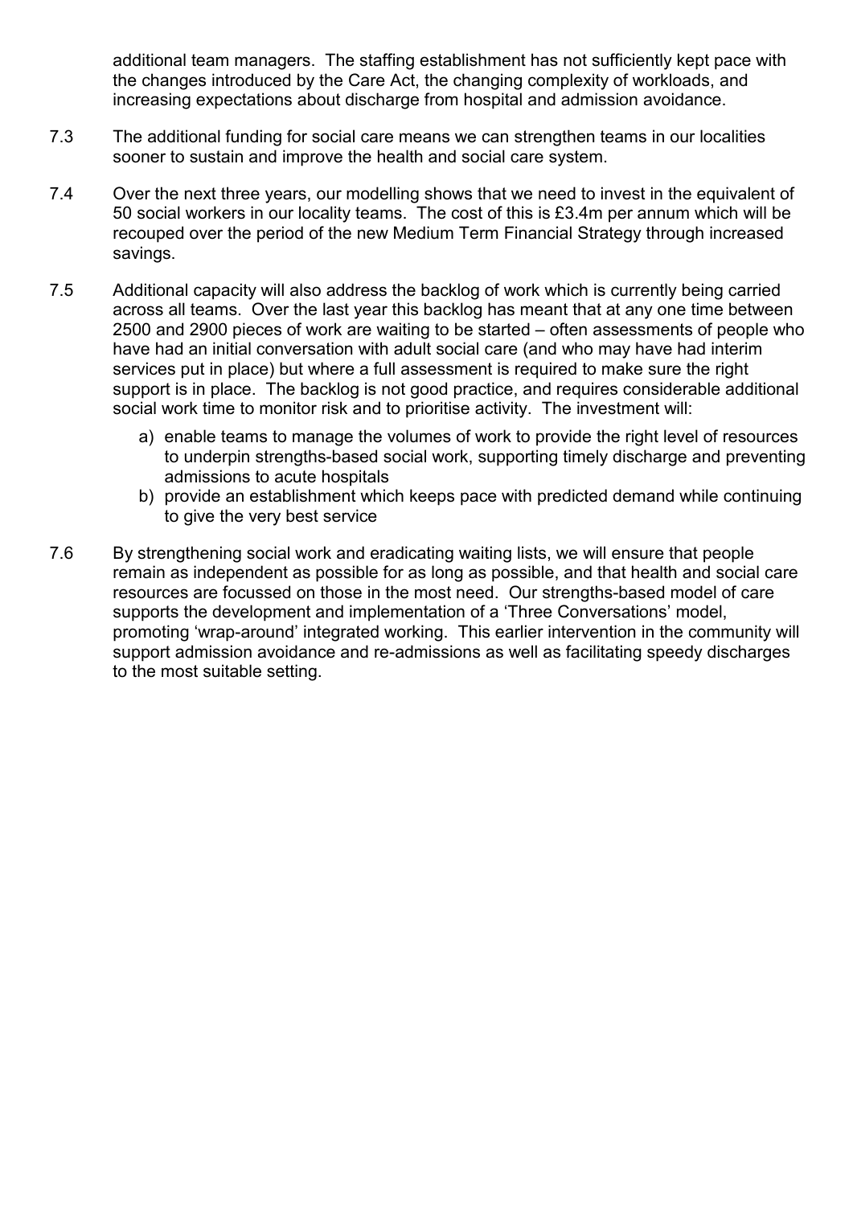additional team managers. The staffing establishment has not sufficiently kept pace with the changes introduced by the Care Act, the changing complexity of workloads, and increasing expectations about discharge from hospital and admission avoidance.

7.3 The additional funding for social care means we can strengthen teams in our localities sooner to sustain and improve the health and social care system.

7.4 Over the next three years, our modelling shows that we need to invest in the equivalent of 50 social workers in our locality teams. The cost of this is £3.4m per annum which will be recouped over the period of the new Medium Term Financial Strategy through increased savings.

7.5 Additional capacity will also address the backlog of work which is currently being carried across all teams. Over the last year this backlog has meant that at any one time between 2500 and 2900 pieces of work are waiting to be started – often assessments of people who have had an initial conversation with adult social care (and who may have had interim services put in place) but where a full assessment is required to make sure the right support is in place. The backlog is not good practice, and requires considerable additional social work time to monitor risk and to prioritise activity. The investment will:

a) enable teams to manage the volumes of work to provide the right level of resources to underpin strengths-based social work, supporting timely discharge and preventing admissions to acute hospitals
b) provide an establishment which keeps pace with predicted demand while continuing to give the very best service

7.6 By strengthening social work and eradicating waiting lists, we will ensure that people remain as independent as possible for as long as possible, and that health and social care resources are focussed on those in the most need. Our strengths-based model of care supports the development and implementation of a 'Three Conversations' model, promoting 'wrap-around' integrated working. This earlier intervention in the community will support admission avoidance and re-admissions as well as facilitating speedy discharges to the most suitable setting.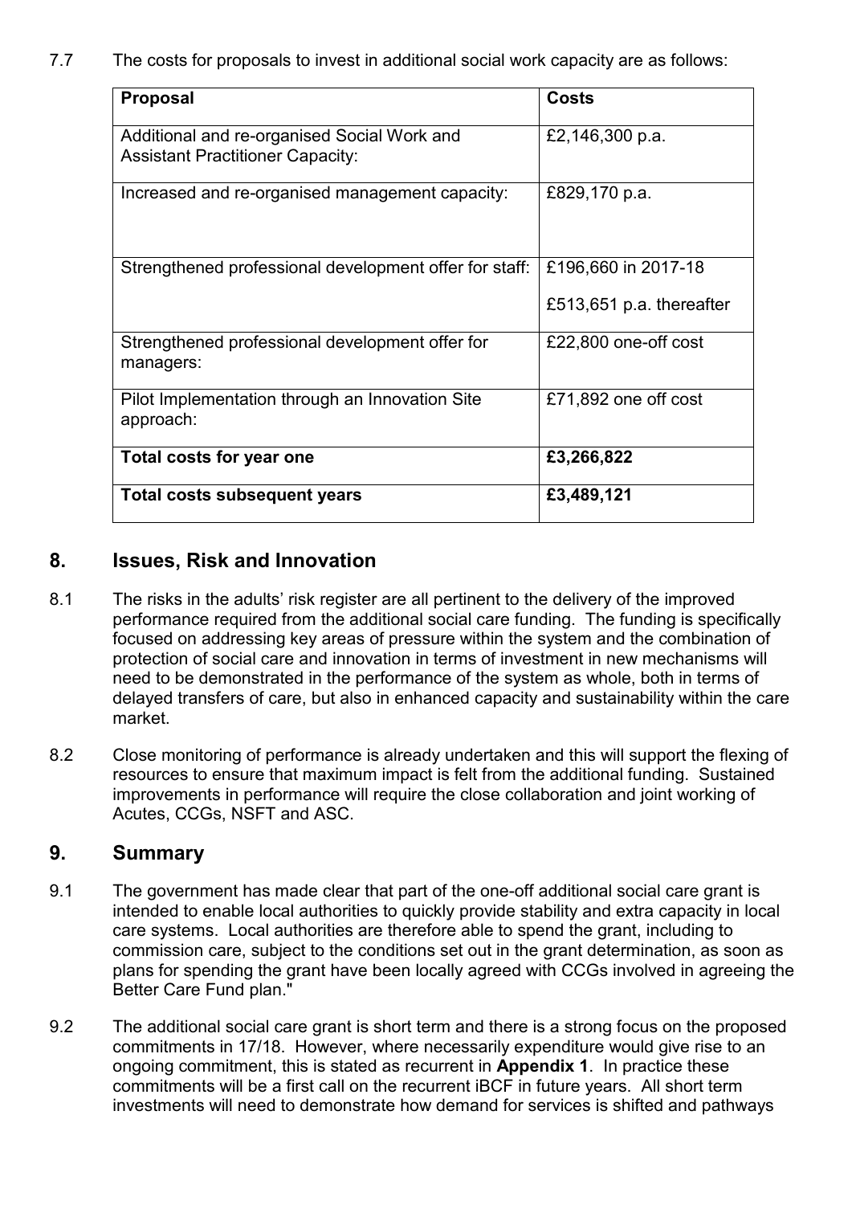7.7 The costs for proposals to invest in additional social work capacity are as follows:

| Proposal | Costs |
|---|---|
| Additional and re-organised Social Work and Assistant Practitioner Capacity: | £2,146,300 p.a. |
| Increased and re-organised management capacity: | £829,170 p.a. |
| Strengthened professional development offer for staff: | £196,660 in 2017-18<br>£513,651 p.a. thereafter |
| Strengthened professional development offer for managers: | £22,800 one-off cost |
| Pilot Implementation through an Innovation Site approach: | £71,892 one off cost |
| **Total costs for year one** | **£3,266,822** |
| **Total costs subsequent years** | **£3,489,121** |

## 8. Issues, Risk and Innovation

8.1 The risks in the adults' risk register are all pertinent to the delivery of the improved performance required from the additional social care funding. The funding is specifically focused on addressing key areas of pressure within the system and the combination of protection of social care and innovation in terms of investment in new mechanisms will need to be demonstrated in the performance of the system as whole, both in terms of delayed transfers of care, but also in enhanced capacity and sustainability within the care market.

8.2 Close monitoring of performance is already undertaken and this will support the flexing of resources to ensure that maximum impact is felt from the additional funding. Sustained improvements in performance will require the close collaboration and joint working of Acutes, CCGs, NSFT and ASC.

## 9. Summary

9.1 The government has made clear that part of the one-off additional social care grant is intended to enable local authorities to quickly provide stability and extra capacity in local care systems. Local authorities are therefore able to spend the grant, including to commission care, subject to the conditions set out in the grant determination, as soon as plans for spending the grant have been locally agreed with CCGs involved in agreeing the Better Care Fund plan."

9.2 The additional social care grant is short term and there is a strong focus on the proposed commitments in 17/18. However, where necessarily expenditure would give rise to an ongoing commitment, this is stated as recurrent in **Appendix 1**. In practice these commitments will be a first call on the recurrent iBCF in future years. All short term investments will need to demonstrate how demand for services is shifted and pathways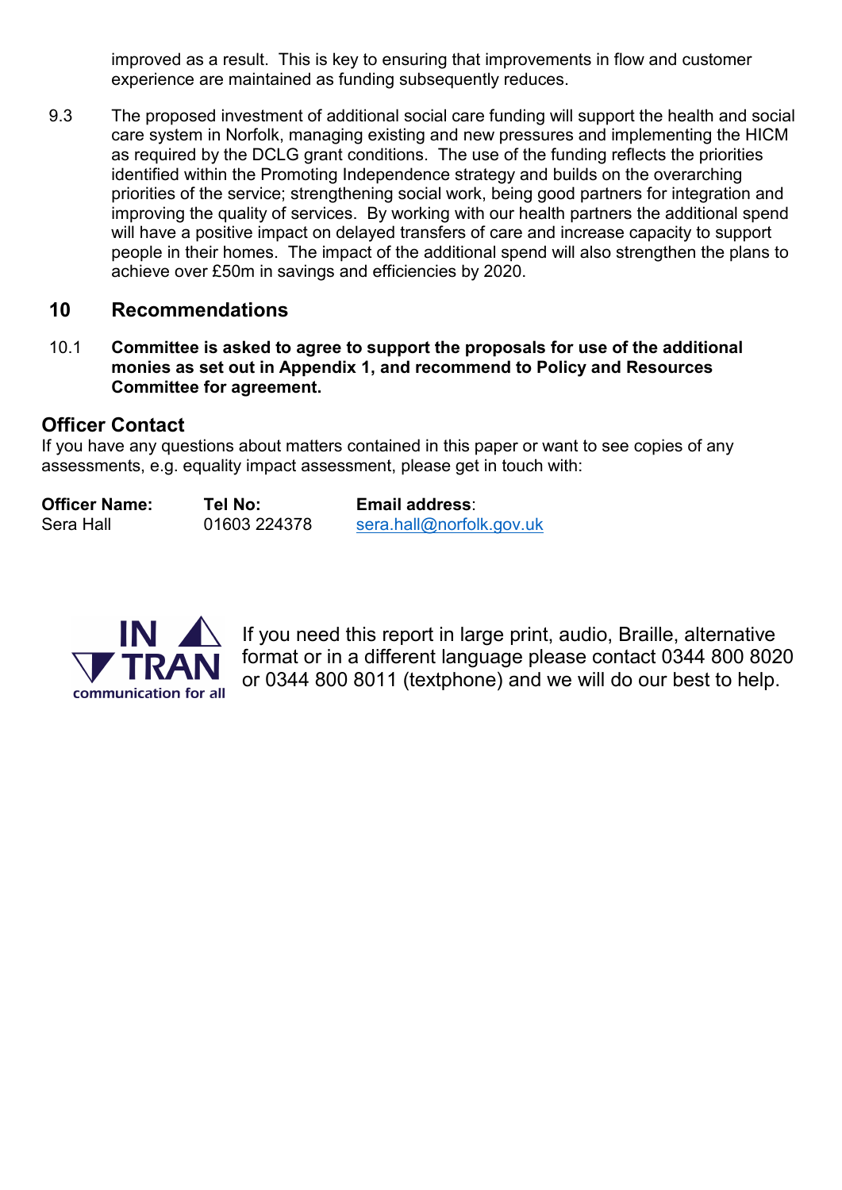improved as a result. This is key to ensuring that improvements in flow and customer experience are maintained as funding subsequently reduces.

9.3 The proposed investment of additional social care funding will support the health and social care system in Norfolk, managing existing and new pressures and implementing the HICM as required by the DCLG grant conditions. The use of the funding reflects the priorities identified within the Promoting Independence strategy and builds on the overarching priorities of the service; strengthening social work, being good partners for integration and improving the quality of services. By working with our health partners the additional spend will have a positive impact on delayed transfers of care and increase capacity to support people in their homes. The impact of the additional spend will also strengthen the plans to achieve over £50m in savings and efficiencies by 2020.

## 10 Recommendations

10.1 **Committee is asked to agree to support the proposals for use of the additional monies as set out in Appendix 1, and recommend to Policy and Resources Committee for agreement.**

### Officer Contact

If you have any questions about matters contained in this paper or want to see copies of any assessments, e.g. equality impact assessment, please get in touch with:

| **Officer Name:** | **Tel No:** | **Email address:** |
|---|---|---|
| Sera Hall | 01603 224378 | sera.hall@norfolk.gov.uk |

IN TRAN communication for all

If you need this report in large print, audio, Braille, alternative format or in a different language please contact 0344 800 8020 or 0344 800 8011 (textphone) and we will do our best to help.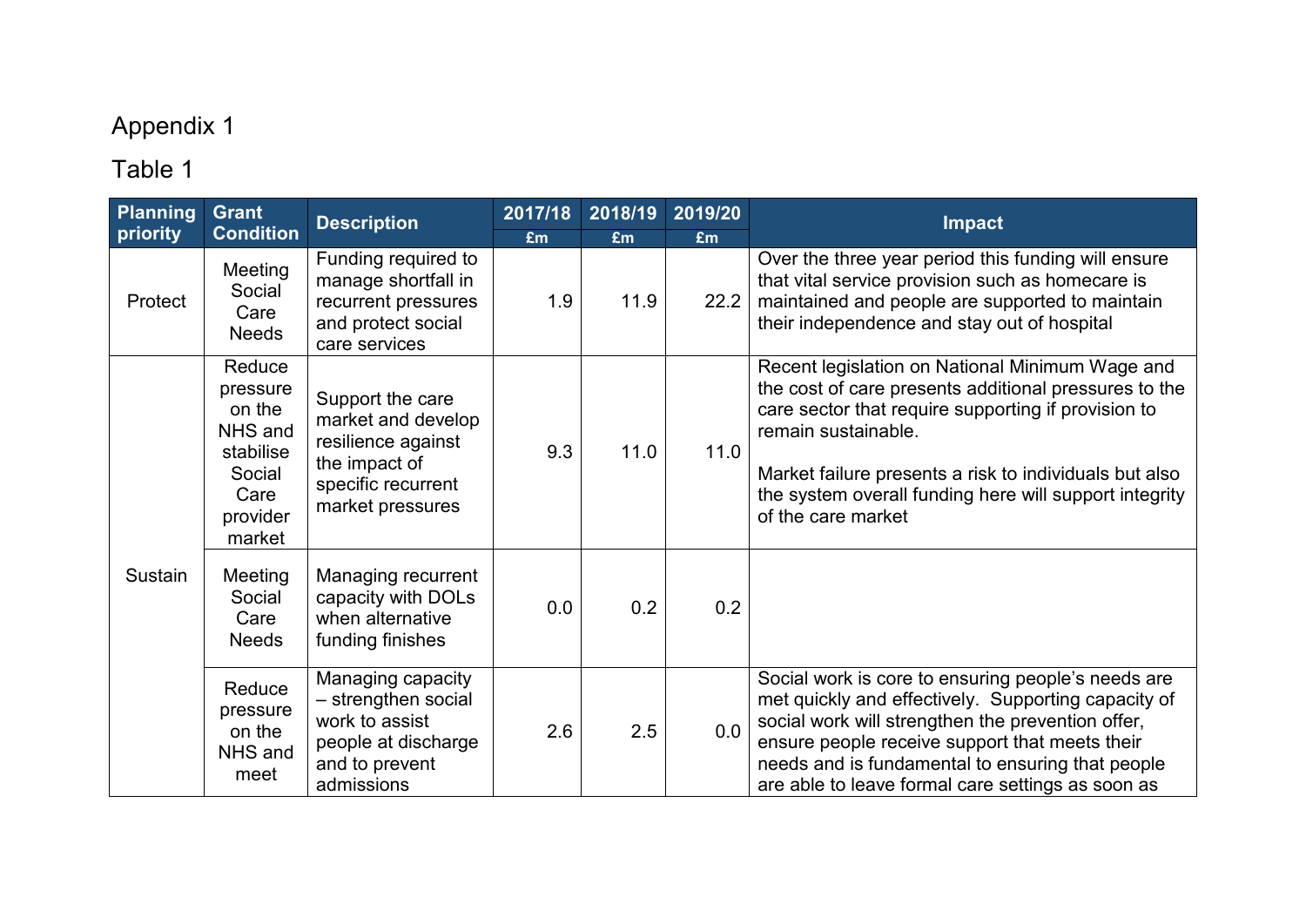Appendix 1

Table 1

| Planning priority | Grant Condition | Description | 2017/18 £m | 2018/19 £m | 2019/20 £m | Impact |
|---|---|---|---|---|---|---|
| Protect | Meeting Social Care Needs | Funding required to manage shortfall in recurrent pressures and protect social care services | 1.9 | 11.9 | 22.2 | Over the three year period this funding will ensure that vital service provision such as homecare is maintained and people are supported to maintain their independence and stay out of hospital |
| Sustain | Reduce pressure on the NHS and stabilise Social Care provider market | Support the care market and develop resilience against the impact of specific recurrent market pressures | 9.3 | 11.0 | 11.0 | Recent legislation on National Minimum Wage and the cost of care presents additional pressures to the care sector that require supporting if provision to remain sustainable.<br><br>Market failure presents a risk to individuals but also the system overall funding here will support integrity of the care market |
| | Meeting Social Care Needs | Managing recurrent capacity with DOLs when alternative funding finishes | 0.0 | 0.2 | 0.2 | |
| | Reduce pressure on the NHS and meet | Managing capacity – strengthen social work to assist people at discharge and to prevent admissions | 2.6 | 2.5 | 0.0 | Social work is core to ensuring people's needs are met quickly and effectively. Supporting capacity of social work will strengthen the prevention offer, ensure people receive support that meets their needs and is fundamental to ensuring that people are able to leave formal care settings as soon as |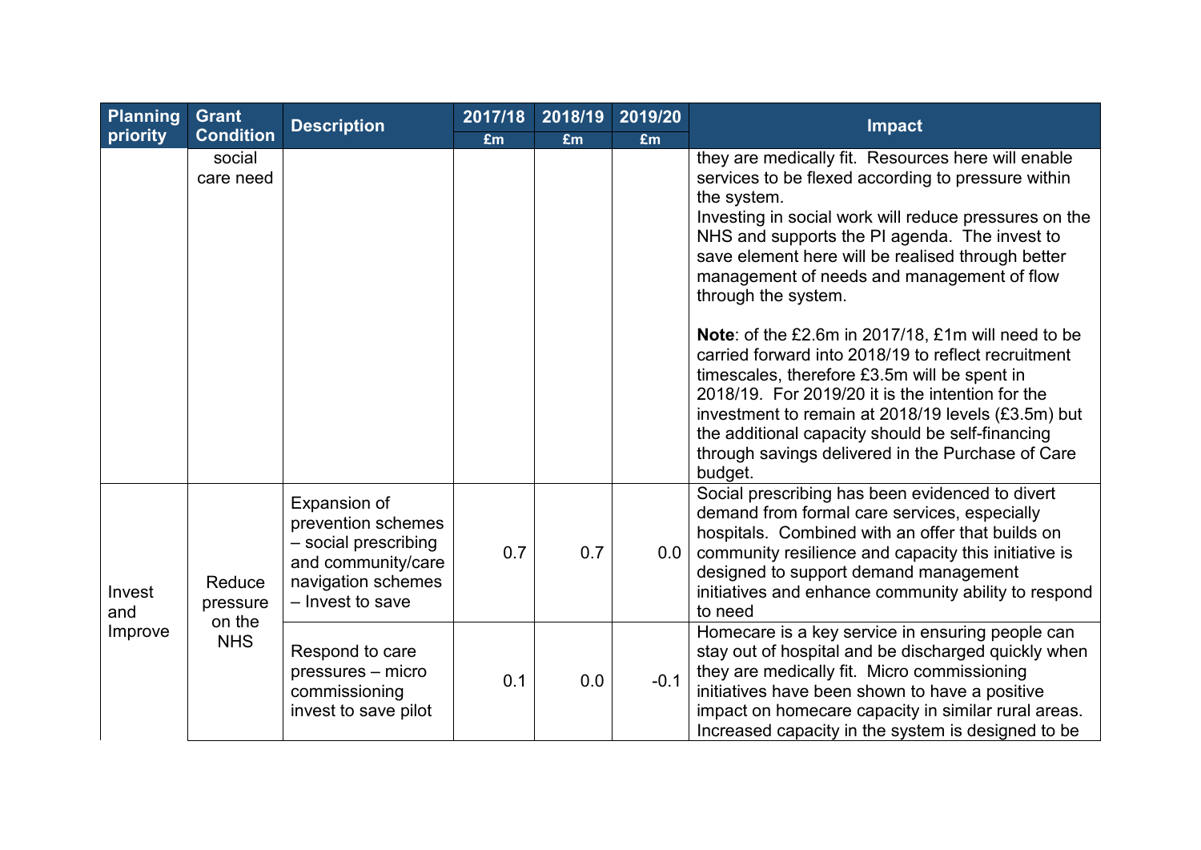| Planning priority | Grant Condition | Description | 2017/18 £m | 2018/19 £m | 2019/20 £m | Impact |
|---|---|---|---|---|---|---|
| | social care need | | | | | they are medically fit. Resources here will enable services to be flexed according to pressure within the system.<br>Investing in social work will reduce pressures on the NHS and supports the PI agenda. The invest to save element here will be realised through better management of needs and management of flow through the system.<br><br>**Note**: of the £2.6m in 2017/18, £1m will need to be carried forward into 2018/19 to reflect recruitment timescales, therefore £3.5m will be spent in 2018/19. For 2019/20 it is the intention for the investment to remain at 2018/19 levels (£3.5m) but the additional capacity should be self-financing through savings delivered in the Purchase of Care budget. |
| Invest and Improve | Reduce pressure on the NHS | Expansion of prevention schemes – social prescribing and community/care navigation schemes – Invest to save | 0.7 | 0.7 | 0.0 | Social prescribing has been evidenced to divert demand from formal care services, especially hospitals. Combined with an offer that builds on community resilience and capacity this initiative is designed to support demand management initiatives and enhance community ability to respond to need |
| | | Respond to care pressures – micro commissioning invest to save pilot | 0.1 | 0.0 | -0.1 | Homecare is a key service in ensuring people can stay out of hospital and be discharged quickly when they are medically fit. Micro commissioning initiatives have been shown to have a positive impact on homecare capacity in similar rural areas. Increased capacity in the system is designed to be |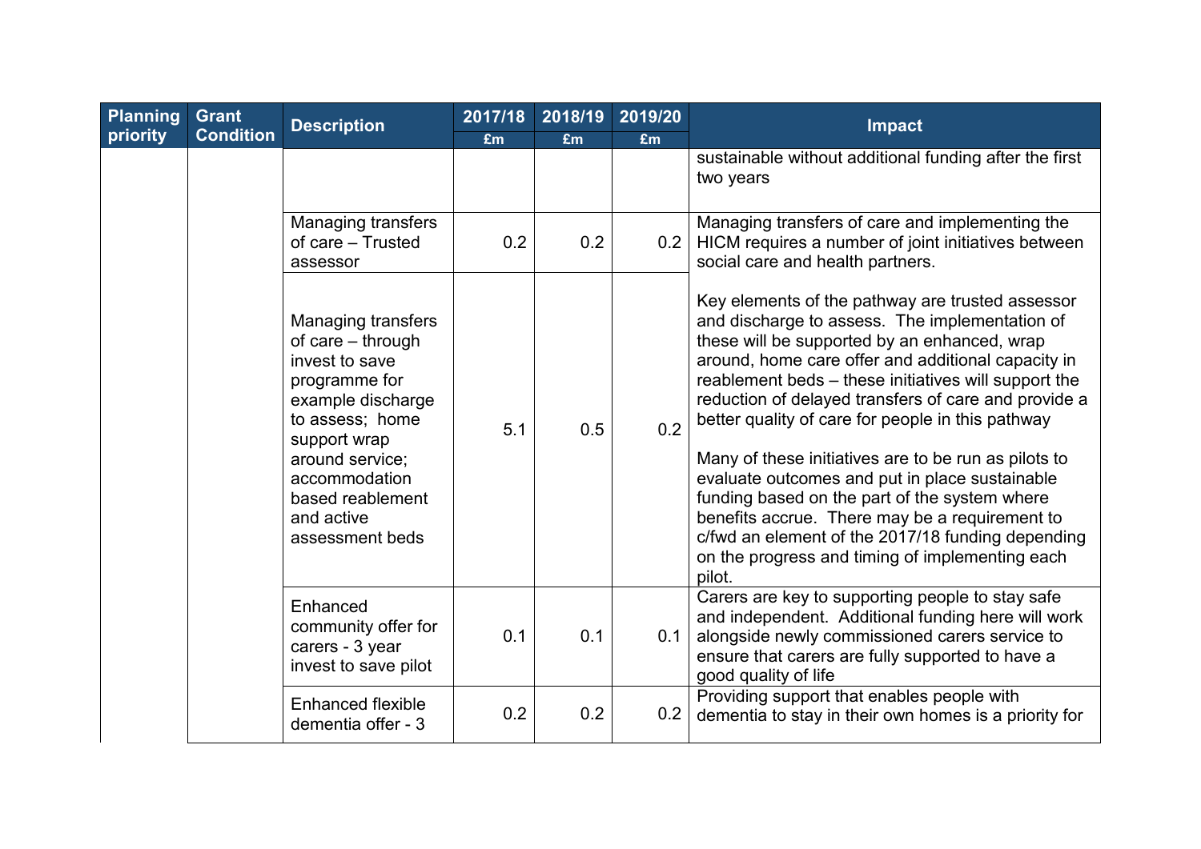| Planning priority | Grant Condition | Description | 2017/18 £m | 2018/19 £m | 2019/20 £m | Impact |
|---|---|---|---|---|---|---|
| | | | | | | sustainable without additional funding after the first two years |
| | | Managing transfers of care – Trusted assessor | 0.2 | 0.2 | 0.2 | Managing transfers of care and implementing the HICM requires a number of joint initiatives between social care and health partners.<br><br>Key elements of the pathway are trusted assessor and discharge to assess. The implementation of these will be supported by an enhanced, wrap around, home care offer and additional capacity in reablement beds – these initiatives will support the reduction of delayed transfers of care and provide a better quality of care for people in this pathway<br><br>Many of these initiatives are to be run as pilots to evaluate outcomes and put in place sustainable funding based on the part of the system where benefits accrue. There may be a requirement to c/fwd an element of the 2017/18 funding depending on the progress and timing of implementing each pilot. |
| | | Managing transfers of care – through invest to save programme for example discharge to assess; home support wrap around service; accommodation based reablement and active assessment beds | 5.1 | 0.5 | 0.2 | |
| | | Enhanced community offer for carers - 3 year invest to save pilot | 0.1 | 0.1 | 0.1 | Carers are key to supporting people to stay safe and independent. Additional funding here will work alongside newly commissioned carers service to ensure that carers are fully supported to have a good quality of life |
| | | Enhanced flexible dementia offer - 3 | 0.2 | 0.2 | 0.2 | Providing support that enables people with dementia to stay in their own homes is a priority for |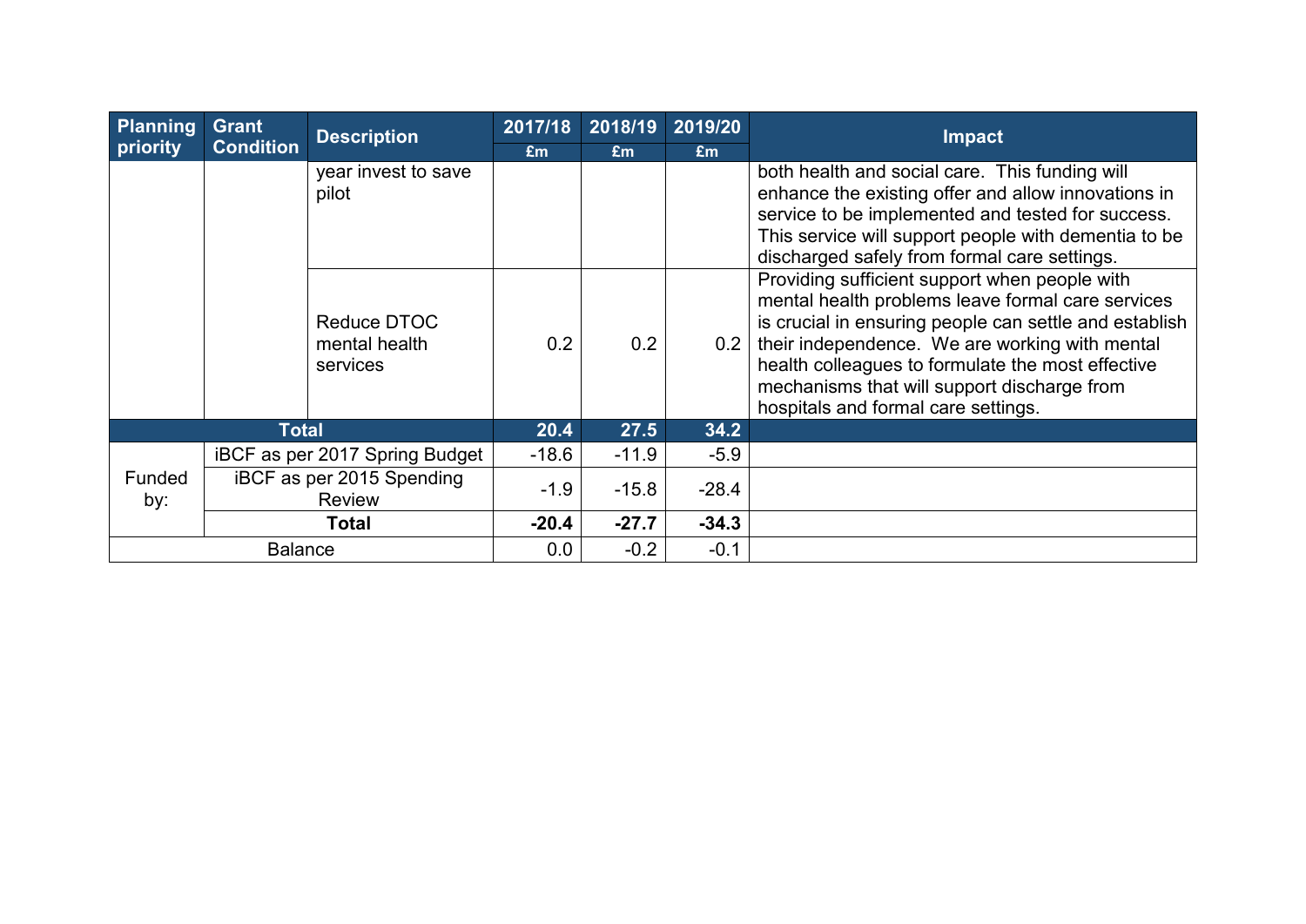| Planning priority | Grant Condition | Description | 2017/18 £m | 2018/19 £m | 2019/20 £m | Impact |
|---|---|---|---|---|---|---|
| | | year invest to save pilot | | | | both health and social care. This funding will enhance the existing offer and allow innovations in service to be implemented and tested for success. This service will support people with dementia to be discharged safely from formal care settings. |
| | | Reduce DTOC mental health services | 0.2 | 0.2 | 0.2 | Providing sufficient support when people with mental health problems leave formal care services is crucial in ensuring people can settle and establish their independence. We are working with mental health colleagues to formulate the most effective mechanisms that will support discharge from hospitals and formal care settings. |
| **Total** | | | **20.4** | **27.5** | **34.2** | |
| Funded by: | iBCF as per 2017 Spring Budget | | -18.6 | -11.9 | -5.9 | |
| | iBCF as per 2015 Spending Review | | -1.9 | -15.8 | -28.4 | |
| | **Total** | | **-20.4** | **-27.7** | **-34.3** | |
| Balance | | | 0.0 | -0.2 | -0.1 | |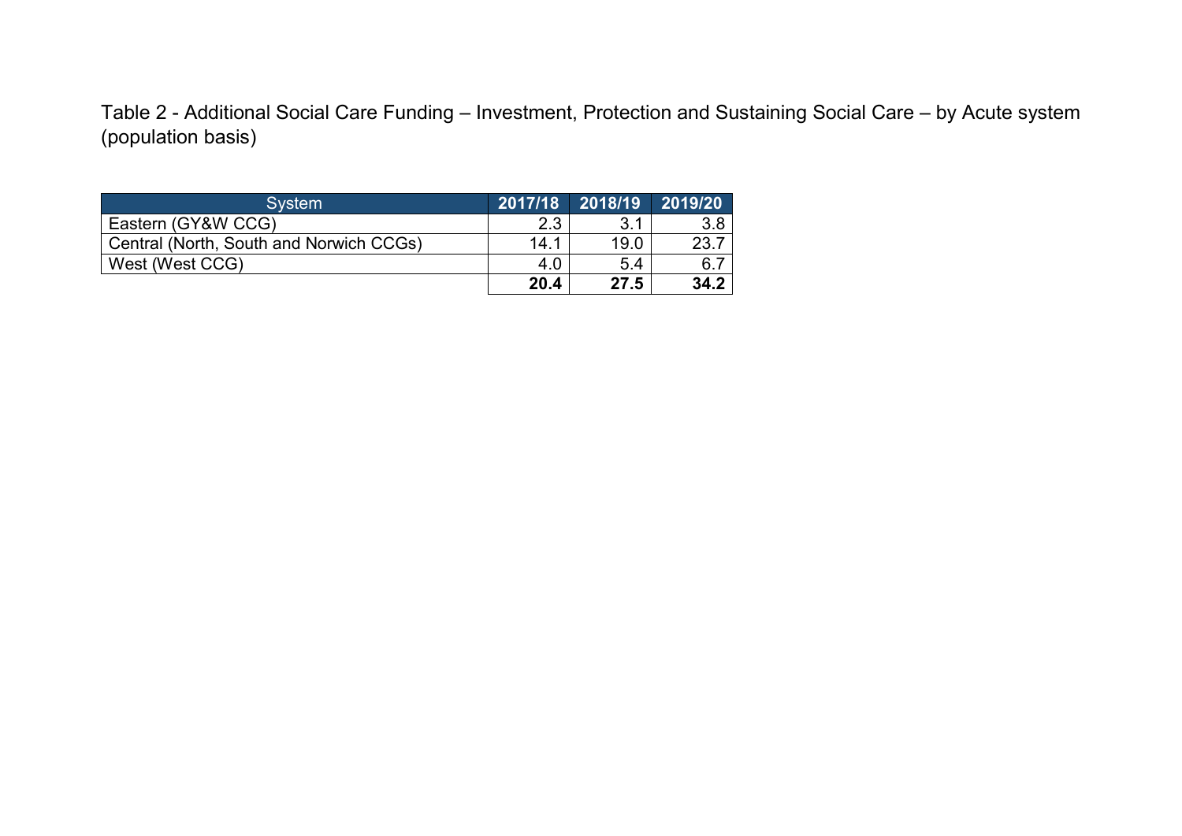Table 2 - Additional Social Care Funding – Investment, Protection and Sustaining Social Care – by Acute system (population basis)

| System | 2017/18 | 2018/19 | 2019/20 |
|---|---|---|---|
| Eastern (GY&W CCG) | 2.3 | 3.1 | 3.8 |
| Central (North, South and Norwich CCGs) | 14.1 | 19.0 | 23.7 |
| West (West CCG) | 4.0 | 5.4 | 6.7 |
| | **20.4** | **27.5** | **34.2** |